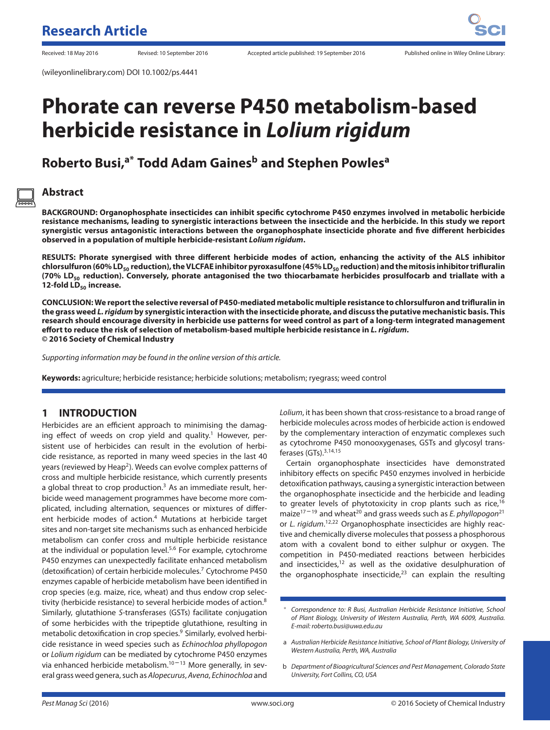Research Article

Received: 18 May 2016 Revised: 10 September 2016 Accepted article published: 19 September 2016 Published online in Wiley Online Library:

(wileyonlinelibrary.com) DOI 10.1002/ps.4441

# Phorate can reverse P450 metabolism-based herbicide resistance in *Lolium rigidum*

## Roberto Busi,[a*] Todd Adam Gaines[b] and Stephen Powles[a]

### Abstract

**BACKGROUND: Organophosphate insecticides can inhibit specific cytochrome P450 enzymes involved in metabolic herbicide resistance mechanisms, leading to synergistic interactions between the insecticide and the herbicide. In this study we report synergistic versus antagonistic interactions between the organophosphate insecticide phorate and five different herbicides observed in a population of multiple herbicide-resistant *Lolium rigidum*.**

**RESULTS: Phorate synergised with three different herbicide modes of action, enhancing the activity of the ALS inhibitor chlorsulfuron (60% $LD_{50}$ reduction), the VLCFAE inhibitor pyroxasulfone (45% $LD_{50}$ reduction) and the mitosis inhibitor trifluralin (70% $LD_{50}$ reduction). Conversely, phorate antagonised the two thiocarbamate herbicides prosulfocarb and triallate with a 12-fold $LD_{50}$ increase.**

**CONCLUSION: We report the selective reversal of P450-mediated metabolic multiple resistance to chlorsulfuron and trifluralin in the grass weed *L. rigidum* by synergistic interaction with the insecticide phorate, and discuss the putative mechanistic basis. This research should encourage diversity in herbicide use patterns for weed control as part of a long-term integrated management effort to reduce the risk of selection of metabolism-based multiple herbicide resistance in *L. rigidum*.**
**© 2016 Society of Chemical Industry**

*Supporting information may be found in the online version of this article.*

**Keywords:** agriculture; herbicide resistance; herbicide solutions; metabolism; ryegrass; weed control

## 1 INTRODUCTION

Herbicides are an efficient approach to minimising the damaging effect of weeds on crop yield and quality.[1] However, persistent use of herbicides can result in the evolution of herbicide resistance, as reported in many weed species in the last 40 years (reviewed by Heap[2]). Weeds can evolve complex patterns of cross and multiple herbicide resistance, which currently presents a global threat to crop production.[3] As an immediate result, herbicide weed management programmes have become more complicated, including alternation, sequences or mixtures of different herbicide modes of action.[4] Mutations at herbicide target sites and non-target site mechanisms such as enhanced herbicide metabolism can confer cross and multiple herbicide resistance at the individual or population level.[5,6] For example, cytochrome P450 enzymes can unexpectedly facilitate enhanced metabolism (detoxification) of certain herbicide molecules.[7] Cytochrome P450 enzymes capable of herbicide metabolism have been identified in crop species (e.g. maize, rice, wheat) and thus endow crop selectivity (herbicide resistance) to several herbicide modes of action.[8] Similarly, glutathione *S*-transferases (GSTs) facilitate conjugation of some herbicides with the tripeptide glutathione, resulting in metabolic detoxification in crop species.[9] Similarly, evolved herbicide resistance in weed species such as *Echinochloa phyllopogon* or *Lolium rigidum* can be mediated by cytochrome P450 enzymes via enhanced herbicide metabolism.[10–13] More generally, in several grass weed genera, such as *Alopecurus*, *Avena*, *Echinochloa* and *Lolium*, it has been shown that cross-resistance to a broad range of herbicide molecules across modes of herbicide action is endowed by the complementary interaction of enzymatic complexes such as cytochrome P450 monooxygenases, GSTs and glycosyl transferases (GTs).[3,14,15]

Certain organophosphate insecticides have demonstrated inhibitory effects on specific P450 enzymes involved in herbicide detoxification pathways, causing a synergistic interaction between the organophosphate insecticide and the herbicide and leading to greater levels of phytotoxicity in crop plants such as rice,[16] maize[17–19] and wheat[20] and grass weeds such as *E. phyllopogon*[21] or *L. rigidum*.[12,22] Organophosphate insecticides are highly reactive and chemically diverse molecules that possess a phosphorous atom with a covalent bond to either sulphur or oxygen. The competition in P450-mediated reactions between herbicides and insecticides,[12] as well as the oxidative desulphuration of the organophosphate insecticide,[23] can explain the resulting

---

* Correspondence to: R Busi, Australian Herbicide Resistance Initiative, School of Plant Biology, University of Western Australia, Perth, WA 6009, Australia. E-mail: roberto.busi@uwa.edu.au

a Australian Herbicide Resistance Initiative, School of Plant Biology, University of Western Australia, Perth, WA, Australia

b Department of Bioagricultural Sciences and Pest Management, Colorado State University, Fort Collins, CO, USA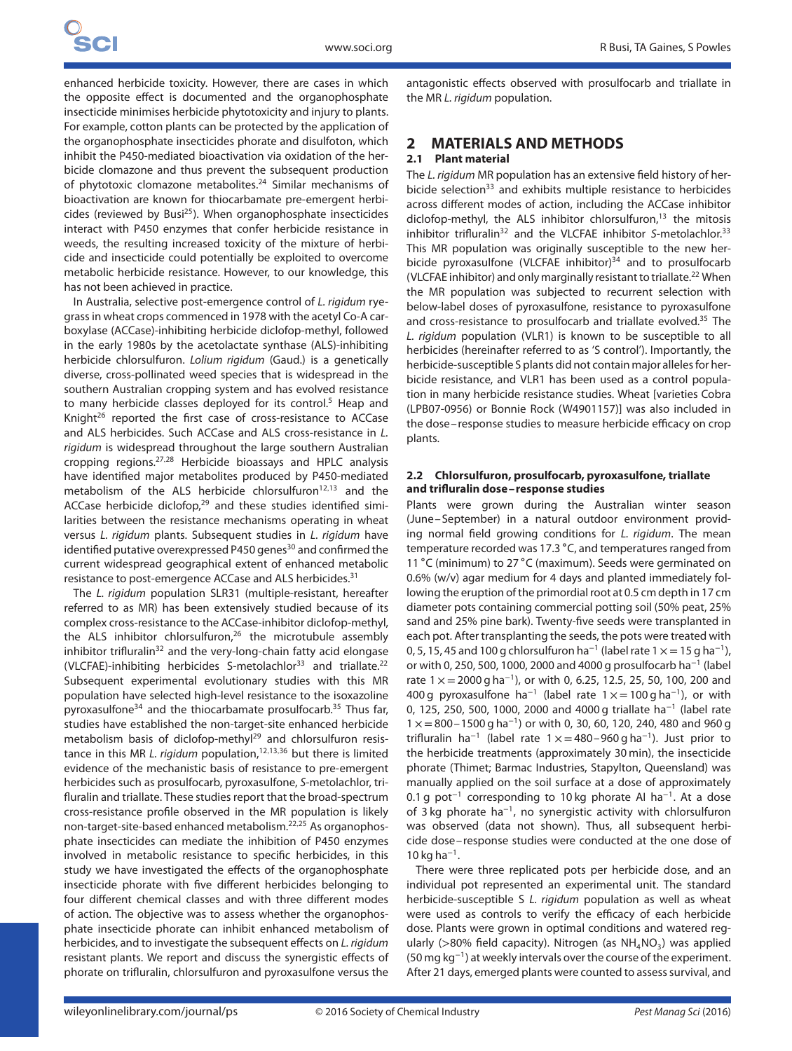enhanced herbicide toxicity. However, there are cases in which the opposite effect is documented and the organophosphate insecticide minimises herbicide phytotoxicity and injury to plants. For example, cotton plants can be protected by the application of the organophosphate insecticides phorate and disulfoton, which inhibit the P450-mediated bioactivation via oxidation of the herbicide clomazone and thus prevent the subsequent production of phytotoxic clomazone metabolites.[24] Similar mechanisms of bioactivation are known for thiocarbamate pre-emergent herbicides (reviewed by Busi[25]). When organophosphate insecticides interact with P450 enzymes that confer herbicide resistance in weeds, the resulting increased toxicity of the mixture of herbicide and insecticide could potentially be exploited to overcome metabolic herbicide resistance. However, to our knowledge, this has not been achieved in practice.

In Australia, selective post-emergence control of *L. rigidum* ryegrass in wheat crops commenced in 1978 with the acetyl Co-A carboxylase (ACCase)-inhibiting herbicide diclofop-methyl, followed in the early 1980s by the acetolactate synthase (ALS)-inhibiting herbicide chlorsulfuron. *Lolium rigidum* (Gaud.) is a genetically diverse, cross-pollinated weed species that is widespread in the southern Australian cropping system and has evolved resistance to many herbicide classes deployed for its control.[5] Heap and Knight[26] reported the first case of cross-resistance to ACCase and ALS herbicides. Such ACCase and ALS cross-resistance in *L. rigidum* is widespread throughout the large southern Australian cropping regions.[27,28] Herbicide bioassays and HPLC analysis have identified major metabolites produced by P450-mediated metabolism of the ALS herbicide chlorsulfuron[12,13] and the ACCase herbicide diclofop,[29] and these studies identified similarities between the resistance mechanisms operating in wheat versus *L. rigidum* plants. Subsequent studies in *L. rigidum* have identified putative overexpressed P450 genes[30] and confirmed the current widespread geographical extent of enhanced metabolic resistance to post-emergence ACCase and ALS herbicides.[31]

The *L. rigidum* population SLR31 (multiple-resistant, hereafter referred to as MR) has been extensively studied because of its complex cross-resistance to the ACCase-inhibitor diclofop-methyl, the ALS inhibitor chlorsulfuron,[26] the microtubule assembly inhibitor trifluralin[32] and the very-long-chain fatty acid elongase (VLCFAE)-inhibiting herbicides S-metolachlor[33] and triallate.[22] Subsequent experimental evolutionary studies with this MR population have selected high-level resistance to the isoxazoline pyroxasulfone[34] and the thiocarbamate prosulfocarb.[35] Thus far, studies have established the non-target-site enhanced herbicide metabolism basis of diclofop-methyl[29] and chlorsulfuron resistance in this MR *L. rigidum* population,[12,13,36] but there is limited evidence of the mechanistic basis of resistance to pre-emergent herbicides such as prosulfocarb, pyroxasulfone, *S*-metolachlor, trifluralin and triallate. These studies report that the broad-spectrum cross-resistance profile observed in the MR population is likely non-target-site-based enhanced metabolism.[22,25] As organophosphate insecticides can mediate the inhibition of P450 enzymes involved in metabolic resistance to specific herbicides, in this study we have investigated the effects of the organophosphate insecticide phorate with five different herbicides belonging to four different chemical classes and with three different modes of action. The objective was to assess whether the organophosphate insecticide phorate can inhibit enhanced metabolism of herbicides, and to investigate the subsequent effects on *L. rigidum* resistant plants. We report and discuss the synergistic effects of phorate on trifluralin, chlorsulfuron and pyroxasulfone versus the antagonistic effects observed with prosulfocarb and triallate in the MR *L. rigidum* population.

## 2 MATERIALS AND METHODS

### 2.1 Plant material

The *L. rigidum* MR population has an extensive field history of herbicide selection[33] and exhibits multiple resistance to herbicides across different modes of action, including the ACCase inhibitor diclofop-methyl, the ALS inhibitor chlorsulfuron,[13] the mitosis inhibitor trifluralin[32] and the VLCFAE inhibitor *S*-metolachlor.[33] This MR population was originally susceptible to the new herbicide pyroxasulfone (VLCFAE inhibitor)[34] and to prosulfocarb (VLCFAE inhibitor) and only marginally resistant to triallate.[22] When the MR population was subjected to recurrent selection with below-label doses of pyroxasulfone, resistance to pyroxasulfone and cross-resistance to prosulfocarb and triallate evolved.[35] The *L. rigidum* population (VLR1) is known to be susceptible to all herbicides (hereinafter referred to as 'S control'). Importantly, the herbicide-susceptible S plants did not contain major alleles for herbicide resistance, and VLR1 has been used as a control population in many herbicide resistance studies. Wheat [varieties Cobra (LPB07-0956) or Bonnie Rock (W4901157)] was also included in the dose–response studies to measure herbicide efficacy on crop plants.

### 2.2 Chlorsulfuron, prosulfocarb, pyroxasulfone, triallate and trifluralin dose–response studies

Plants were grown during the Australian winter season (June–September) in a natural outdoor environment providing normal field growing conditions for *L. rigidum*. The mean temperature recorded was 17.3 °C, and temperatures ranged from 11 °C (minimum) to 27 °C (maximum). Seeds were germinated on 0.6% (w/v) agar medium for 4 days and planted immediately following the eruption of the primordial root at 0.5 cm depth in 17 cm diameter pots containing commercial potting soil (50% peat, 25% sand and 25% pine bark). Twenty-five seeds were transplanted in each pot. After transplanting the seeds, the pots were treated with 0, 5, 15, 45 and 100 g chlorsulfuron ha$^{-1}$ (label rate 1 × = 15 g ha$^{-1}$), or with 0, 250, 500, 1000, 2000 and 4000 g prosulfocarb ha$^{-1}$ (label rate 1 × = 2000 g ha$^{-1}$), or with 0, 6.25, 12.5, 25, 50, 100, 200 and 400 g pyroxasulfone ha$^{-1}$ (label rate 1 × = 100 g ha$^{-1}$), or with 0, 125, 250, 500, 1000, 2000 and 4000 g triallate ha$^{-1}$ (label rate 1 × = 800–1500 g ha$^{-1}$) or with 0, 30, 60, 120, 240, 480 and 960 g trifluralin ha$^{-1}$ (label rate 1 × = 480–960 g ha$^{-1}$). Just prior to the herbicide treatments (approximately 30 min), the insecticide phorate (Thimet; Barmac Industries, Stapylton, Queensland) was manually applied on the soil surface at a dose of approximately 0.1 g pot$^{-1}$ corresponding to 10 kg phorate AI ha$^{-1}$. At a dose of 3 kg phorate ha$^{-1}$, no synergistic activity with chlorsulfuron was observed (data not shown). Thus, all subsequent herbicide dose–response studies were conducted at the one dose of 10 kg ha$^{-1}$.

There were three replicated pots per herbicide dose, and an individual pot represented an experimental unit. The standard herbicide-susceptible S *L. rigidum* population as well as wheat were used as controls to verify the efficacy of each herbicide dose. Plants were grown in optimal conditions and watered regularly (>80% field capacity). Nitrogen (as $NH_4NO_3$) was applied (50 mg kg$^{-1}$) at weekly intervals over the course of the experiment. After 21 days, emerged plants were counted to assess survival, and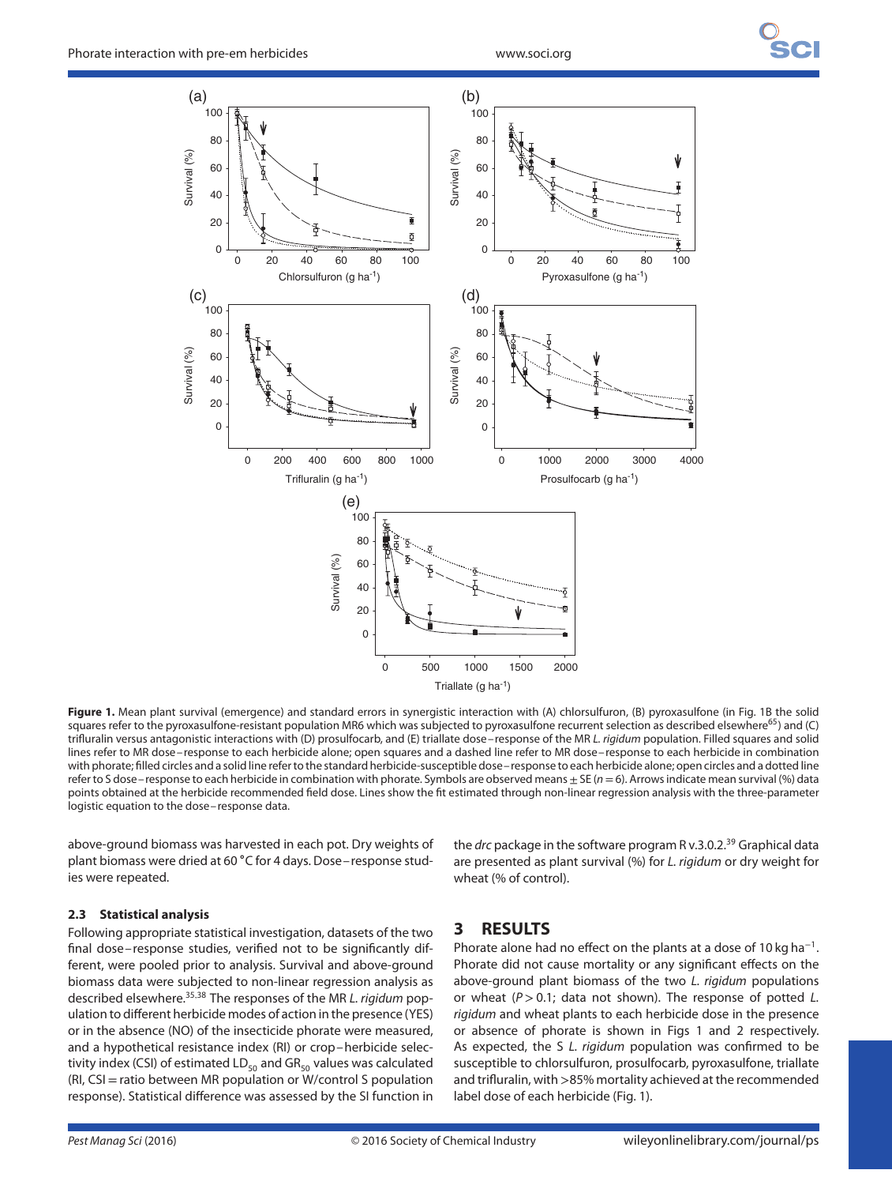**Figure 1.** Mean plant survival (emergence) and standard errors in synergistic interaction with (A) chlorsulfuron, (B) pyroxasulfone (in Fig. 1B the solid squares refer to the pyroxasulfone-resistant population MR6 which was subjected to pyroxasulfone recurrent selection as described elsewhere[65]) and (C) trifluralin versus antagonistic interactions with (D) prosulfocarb, and (E) triallate dose–response of the MR *L. rigidum* population. Filled squares and solid lines refer to MR dose–response to each herbicide alone; open squares and a dashed line refer to MR dose–response to each herbicide in combination with phorate; filled circles and a solid line refer to the standard herbicide-susceptible dose–response to each herbicide alone; open circles and a dotted line refer to S dose–response to each herbicide in combination with phorate. Symbols are observed means ± SE ($n = 6$). Arrows indicate mean survival (%) data points obtained at the herbicide recommended field dose. Lines show the fit estimated through non-linear regression analysis with the three-parameter logistic equation to the dose–response data.

above-ground biomass was harvested in each pot. Dry weights of plant biomass were dried at 60 °C for 4 days. Dose–response studies were repeated.

### 2.3 Statistical analysis

Following appropriate statistical investigation, datasets of the two final dose–response studies, verified not to be significantly different, were pooled prior to analysis. Survival and above-ground biomass data were subjected to non-linear regression analysis as described elsewhere.[35,38] The responses of the MR *L. rigidum* population to different herbicide modes of action in the presence (YES) or in the absence (NO) of the insecticide phorate were measured, and a hypothetical resistance index (RI) or crop–herbicide selectivity index (CSI) of estimated $LD_{50}$ and $GR_{50}$ values was calculated (RI, CSI = ratio between MR population or W/control S population response). Statistical difference was assessed by the SI function in the *drc* package in the software program R v.3.0.2.[39] Graphical data are presented as plant survival (%) for *L. rigidum* or dry weight for wheat (% of control).

## 3 RESULTS

Phorate alone had no effect on the plants at a dose of 10 kg ha$^{-1}$. Phorate did not cause mortality or any significant effects on the above-ground plant biomass of the two *L. rigidum* populations or wheat ($P > 0.1$; data not shown). The response of potted *L. rigidum* and wheat plants to each herbicide dose in the presence or absence of phorate is shown in Figs 1 and 2 respectively. As expected, the S *L. rigidum* population was confirmed to be susceptible to chlorsulfuron, prosulfocarb, pyroxasulfone, triallate and trifluralin, with >85% mortality achieved at the recommended label dose of each herbicide (Fig. 1).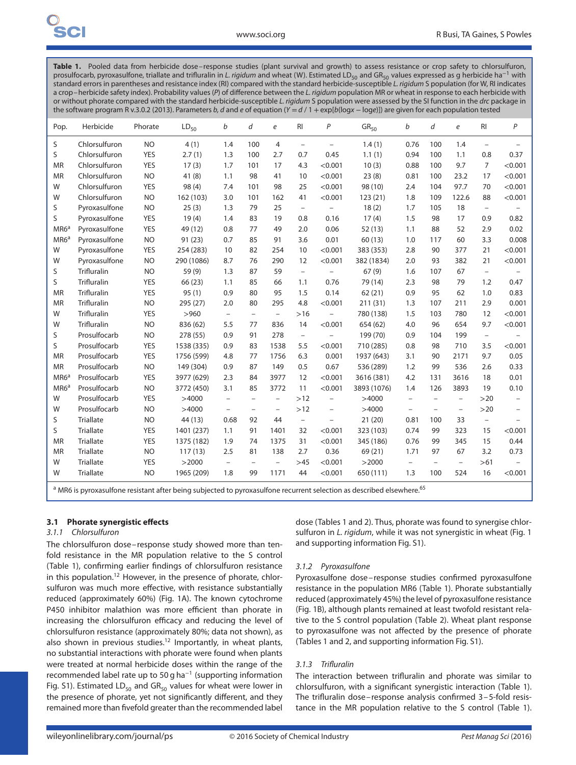**Table 1.** Pooled data from herbicide dose–response studies (plant survival and growth) to assess resistance or crop safety to chlorsulfuron, prosulfocarb, pyroxasulfone, triallate and trifluralin in *L. rigidum* and wheat (W). Estimated $LD_{50}$ and $GR_{50}$ values expressed as g herbicide $ha^{-1}$ with standard errors in parentheses and resistance index (RI) compared with the standard herbicide-susceptible *L. rigidum* S population (for W, RI indicates a crop–herbicide safety index). Probability values (*P*) of difference between the *L. rigidum* population MR or wheat in response to each herbicide with or without phorate compared with the standard herbicide-susceptible *L. rigidum* S population were assessed by the SI function in the *drc* package in the software program R v.3.0.2 (2013). Parameters *b, d* and *e* of equation ($Y = d / 1 + \exp[b(\log x - \log e)]$) are given for each population tested

| Pop. | Herbicide | Phorate | $LD_{50}$ | *b* | *d* | *e* | RI | *P* | $GR_{50}$ | *b* | *d* | *e* | RI | *P* |
|---|---|---|---|---|---|---|---|---|---|---|---|---|---|---|
| S | Chlorsulfuron | NO | 4 (1) | 1.4 | 100 | 4 | – | – | 1.4 (1) | 0.76 | 100 | 1.4 | – | – |
| S | Chlorsulfuron | YES | 2.7 (1) | 1.3 | 100 | 2.7 | 0.7 | 0.45 | 1.1 (1) | 0.94 | 100 | 1.1 | 0.8 | 0.37 |
| MR | Chlorsulfuron | YES | 17 (3) | 1.7 | 101 | 17 | 4.3 | <0.001 | 10 (3) | 0.88 | 100 | 9.7 | 7 | <0.001 |
| MR | Chlorsulfuron | NO | 41 (8) | 1.1 | 98 | 41 | 10 | <0.001 | 23 (8) | 0.81 | 100 | 23.2 | 17 | <0.001 |
| W | Chlorsulfuron | YES | 98 (4) | 7.4 | 101 | 98 | 25 | <0.001 | 98 (10) | 2.4 | 104 | 97.7 | 70 | <0.001 |
| W | Chlorsulfuron | NO | 162 (103) | 3.0 | 101 | 162 | 41 | <0.001 | 123 (21) | 1.8 | 109 | 122.6 | 88 | <0.001 |
| S | Pyroxasulfone | NO | 25 (3) | 1.3 | 79 | 25 | – | – | 18 (2) | 1.7 | 105 | 18 | – | – |
| S | Pyroxasulfone | YES | 19 (4) | 1.4 | 83 | 19 | 0.8 | 0.16 | 17 (4) | 1.5 | 98 | 17 | 0.9 | 0.82 |
| MR6[a] | Pyroxasulfone | YES | 49 (12) | 0.8 | 77 | 49 | 2.0 | 0.06 | 52 (13) | 1.1 | 88 | 52 | 2.9 | 0.02 |
| MR6[a] | Pyroxasulfone | NO | 91 (23) | 0.7 | 85 | 91 | 3.6 | 0.01 | 60 (13) | 1.0 | 117 | 60 | 3.3 | 0.008 |
| W | Pyroxasulfone | YES | 254 (283) | 10 | 82 | 254 | 10 | <0.001 | 383 (353) | 2.8 | 90 | 377 | 21 | <0.001 |
| W | Pyroxasulfone | NO | 290 (1086) | 8.7 | 76 | 290 | 12 | <0.001 | 382 (1834) | 2.0 | 93 | 382 | 21 | <0.001 |
| S | Trifluralin | NO | 59 (9) | 1.3 | 87 | 59 | – | – | 67 (9) | 1.6 | 107 | 67 | – | – |
| S | Trifluralin | YES | 66 (23) | 1.1 | 85 | 66 | 1.1 | 0.76 | 79 (14) | 2.3 | 98 | 79 | 1.2 | 0.47 |
| MR | Trifluralin | YES | 95 (1) | 0.9 | 80 | 95 | 1.5 | 0.14 | 62 (21) | 0.9 | 95 | 62 | 1.0 | 0.83 |
| MR | Trifluralin | NO | 295 (27) | 2.0 | 80 | 295 | 4.8 | <0.001 | 211 (31) | 1.3 | 107 | 211 | 2.9 | 0.001 |
| W | Trifluralin | YES | >960 | – | – | – | >16 | – | 780 (138) | 1.5 | 103 | 780 | 12 | <0.001 |
| W | Trifluralin | NO | 836 (62) | 5.5 | 77 | 836 | 14 | <0.001 | 654 (62) | 4.0 | 96 | 654 | 9.7 | <0.001 |
| S | Prosulfocarb | NO | 278 (55) | 0.9 | 91 | 278 | – | – | 199 (70) | 0.9 | 104 | 199 | – | – |
| S | Prosulfocarb | YES | 1538 (335) | 0.9 | 83 | 1538 | 5.5 | <0.001 | 710 (285) | 0.8 | 98 | 710 | 3.5 | <0.001 |
| MR | Prosulfocarb | YES | 1756 (599) | 4.8 | 77 | 1756 | 6.3 | 0.001 | 1937 (643) | 3.1 | 90 | 2171 | 9.7 | 0.05 |
| MR | Prosulfocarb | NO | 149 (304) | 0.9 | 87 | 149 | 0.5 | 0.67 | 536 (289) | 1.2 | 99 | 536 | 2.6 | 0.33 |
| MR6[a] | Prosulfocarb | YES | 3977 (629) | 2.3 | 84 | 3977 | 12 | <0.001 | 3616 (381) | 4.2 | 131 | 3616 | 18 | 0.01 |
| MR6[a] | Prosulfocarb | NO | 3772 (450) | 3.1 | 85 | 3772 | 11 | <0.001 | 3893 (1076) | 1.4 | 126 | 3893 | 19 | 0.10 |
| W | Prosulfocarb | YES | >4000 | – | – | – | >12 | – | >4000 | – | – | – | >20 | – |
| W | Prosulfocarb | NO | >4000 | – | – | – | >12 | – | >4000 | – | – | – | >20 | – |
| S | Triallate | NO | 44 (13) | 0.68 | 92 | 44 | – | – | 21 (20) | 0.81 | 100 | 33 | – | – |
| S | Triallate | YES | 1401 (237) | 1.1 | 91 | 1401 | 32 | <0.001 | 323 (103) | 0.74 | 99 | 323 | 15 | <0.001 |
| MR | Triallate | YES | 1375 (182) | 1.9 | 74 | 1375 | 31 | <0.001 | 345 (186) | 0.76 | 99 | 345 | 15 | 0.44 |
| MR | Triallate | NO | 117 (13) | 2.5 | 81 | 138 | 2.7 | 0.36 | 69 (21) | 1.71 | 97 | 67 | 3.2 | 0.73 |
| W | Triallate | YES | >2000 | – | – | – | >45 | <0.001 | >2000 | – | – | – | >61 | – |
| W | Triallate | NO | 1965 (209) | 1.8 | 99 | 1171 | 44 | <0.001 | 650 (111) | 1.3 | 100 | 524 | 16 | <0.001 |

[a] MR6 is pyroxasulfone resistant after being subjected to pyroxasulfone recurrent selection as described elsewhere.[65]

### 3.1 Phorate synergistic effects

#### 3.1.1 *Chlorsulfuron*

The chlorsulfuron dose–response study showed more than tenfold resistance in the MR population relative to the S control (Table 1), confirming earlier findings of chlorsulfuron resistance in this population.[12] However, in the presence of phorate, chlorsulfuron was much more effective, with resistance substantially reduced (approximately 60%) (Fig. 1A). The known cytochrome P450 inhibitor malathion was more efficient than phorate in increasing the chlorsulfuron efficacy and reducing the level of chlorsulfuron resistance (approximately 80%; data not shown), as also shown in previous studies.[12] Importantly, in wheat plants, no substantial interactions with phorate were found when plants were treated at normal herbicide doses within the range of the recommended label rate up to 50 g $ha^{-1}$ (supporting information Fig. S1). Estimated $LD_{50}$ and $GR_{50}$ values for wheat were lower in the presence of phorate, yet not significantly different, and they remained more than fivefold greater than the recommended label dose (Tables 1 and 2). Thus, phorate was found to synergise chlorsulfuron in *L. rigidum*, while it was not synergistic in wheat (Fig. 1 and supporting information Fig. S1).

#### 3.1.2 *Pyroxasulfone*

Pyroxasulfone dose–response studies confirmed pyroxasulfone resistance in the population MR6 (Table 1). Phorate substantially reduced (approximately 45%) the level of pyroxasulfone resistance (Fig. 1B), although plants remained at least twofold resistant relative to the S control population (Table 2). Wheat plant response to pyroxasulfone was not affected by the presence of phorate (Tables 1 and 2, and supporting information Fig. S1).

#### 3.1.3 *Trifluralin*

The interaction between trifluralin and phorate was similar to chlorsulfuron, with a significant synergistic interaction (Table 1). The trifluralin dose–response analysis confirmed 3–5-fold resistance in the MR population relative to the S control (Table 1).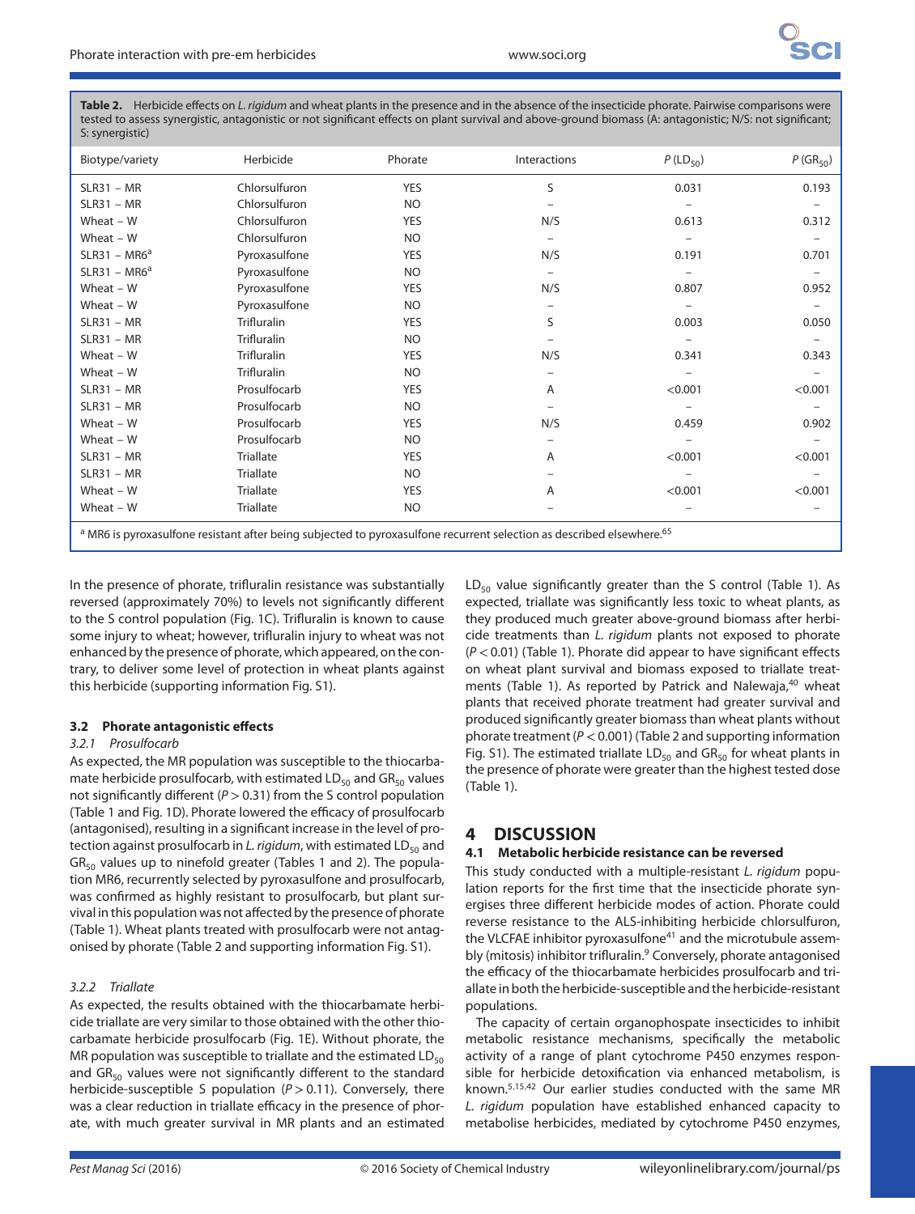**Table 2.** Herbicide effects on *L. rigidum* and wheat plants in the presence and in the absence of the insecticide phorate. Pairwise comparisons were tested to assess synergistic, antagonistic or not significant effects on plant survival and above-ground biomass (A: antagonistic; N/S: not significant; S: synergistic)

| Biotype/variety | Herbicide | Phorate | Interactions | $P$ ($LD_{50}$) | $P$ ($GR_{50}$) |
|---|---|---|---|---|---|
| SLR31 – MR | Chlorsulfuron | YES | S | 0.031 | 0.193 |
| SLR31 – MR | Chlorsulfuron | NO | – | – | – |
| Wheat – W | Chlorsulfuron | YES | N/S | 0.613 | 0.312 |
| Wheat – W | Chlorsulfuron | NO | – | – | – |
| SLR31 – MR6[a] | Pyroxasulfone | YES | N/S | 0.191 | 0.701 |
| SLR31 – MR6[a] | Pyroxasulfone | NO | – | – | – |
| Wheat – W | Pyroxasulfone | YES | N/S | 0.807 | 0.952 |
| Wheat – W | Pyroxasulfone | NO | – | – | – |
| SLR31 – MR | Trifluralin | YES | S | 0.003 | 0.050 |
| SLR31 – MR | Trifluralin | NO | – | – | – |
| Wheat – W | Trifluralin | YES | N/S | 0.341 | 0.343 |
| Wheat – W | Trifluralin | NO | – | – | – |
| SLR31 – MR | Prosulfocarb | YES | A | <0.001 | <0.001 |
| SLR31 – MR | Prosulfocarb | NO | – | – | – |
| Wheat – W | Prosulfocarb | YES | N/S | 0.459 | 0.902 |
| Wheat – W | Prosulfocarb | NO | – | – | – |
| SLR31 – MR | Triallate | YES | A | <0.001 | <0.001 |
| SLR31 – MR | Triallate | NO | – | – | – |
| Wheat – W | Triallate | YES | A | <0.001 | <0.001 |
| Wheat – W | Triallate | NO | – | – | – |

[a] MR6 is pyroxasulfone resistant after being subjected to pyroxasulfone recurrent selection as described elsewhere.[65]

In the presence of phorate, trifluralin resistance was substantially reversed (approximately 70%) to levels not significantly different to the S control population (Fig. 1C). Trifluralin is known to cause some injury to wheat; however, trifluralin injury to wheat was not enhanced by the presence of phorate, which appeared, on the contrary, to deliver some level of protection in wheat plants against this herbicide (supporting information Fig. S1).

### 3.2 Phorate antagonistic effects

#### 3.2.1 Prosulfocarb

As expected, the MR population was susceptible to the thiocarbamate herbicide prosulfocarb, with estimated $LD_{50}$ and $GR_{50}$ values not significantly different ($P > 0.31$) from the S control population (Table 1 and Fig. 1D). Phorate lowered the efficacy of prosulfocarb (antagonised), resulting in a significant increase in the level of protection against prosulfocarb in *L. rigidum*, with estimated $LD_{50}$ and $GR_{50}$ values up to ninefold greater (Tables 1 and 2). The population MR6, recurrently selected by pyroxasulfone and prosulfocarb, was confirmed as highly resistant to prosulfocarb, but plant survival in this population was not affected by the presence of phorate (Table 1). Wheat plants treated with prosulfocarb were not antagonised by phorate (Table 2 and supporting information Fig. S1).

#### 3.2.2 Triallate

As expected, the results obtained with the thiocarbamate herbicide triallate are very similar to those obtained with the other thiocarbamate herbicide prosulfocarb (Fig. 1E). Without phorate, the MR population was susceptible to triallate and the estimated $LD_{50}$ and $GR_{50}$ values were not significantly different to the standard herbicide-susceptible S population ($P > 0.11$). Conversely, there was a clear reduction in triallate efficacy in the presence of phorate, with much greater survival in MR plants and an estimated $LD_{50}$ value significantly greater than the S control (Table 1). As expected, triallate was significantly less toxic to wheat plants, as they produced much greater above-ground biomass after herbicide treatments than *L. rigidum* plants not exposed to phorate ($P < 0.01$) (Table 1). Phorate did appear to have significant effects on wheat plant survival and biomass exposed to triallate treatments (Table 1). As reported by Patrick and Nalewaja,[40] wheat plants that received phorate treatment had greater survival and produced significantly greater biomass than wheat plants without phorate treatment ($P < 0.001$) (Table 2 and supporting information Fig. S1). The estimated triallate $LD_{50}$ and $GR_{50}$ for wheat plants in the presence of phorate were greater than the highest tested dose (Table 1).

## 4 DISCUSSION

### 4.1 Metabolic herbicide resistance can be reversed

This study conducted with a multiple-resistant *L. rigidum* population reports for the first time that the insecticide phorate synergises three different herbicide modes of action. Phorate could reverse resistance to the ALS-inhibiting herbicide chlorsulfuron, the VLCFAE inhibitor pyroxasulfone[41] and the microtubule assembly (mitosis) inhibitor trifluralin.[9] Conversely, phorate antagonised the efficacy of the thiocarbamate herbicides prosulfocarb and triallate in both the herbicide-susceptible and the herbicide-resistant populations.

The capacity of certain organophospate insecticides to inhibit metabolic resistance mechanisms, specifically the metabolic activity of a range of plant cytochrome P450 enzymes responsible for herbicide detoxification via enhanced metabolism, is known.[5,15,42] Our earlier studies conducted with the same MR *L. rigidum* population have established enhanced capacity to metabolise herbicides, mediated by cytochrome P450 enzymes,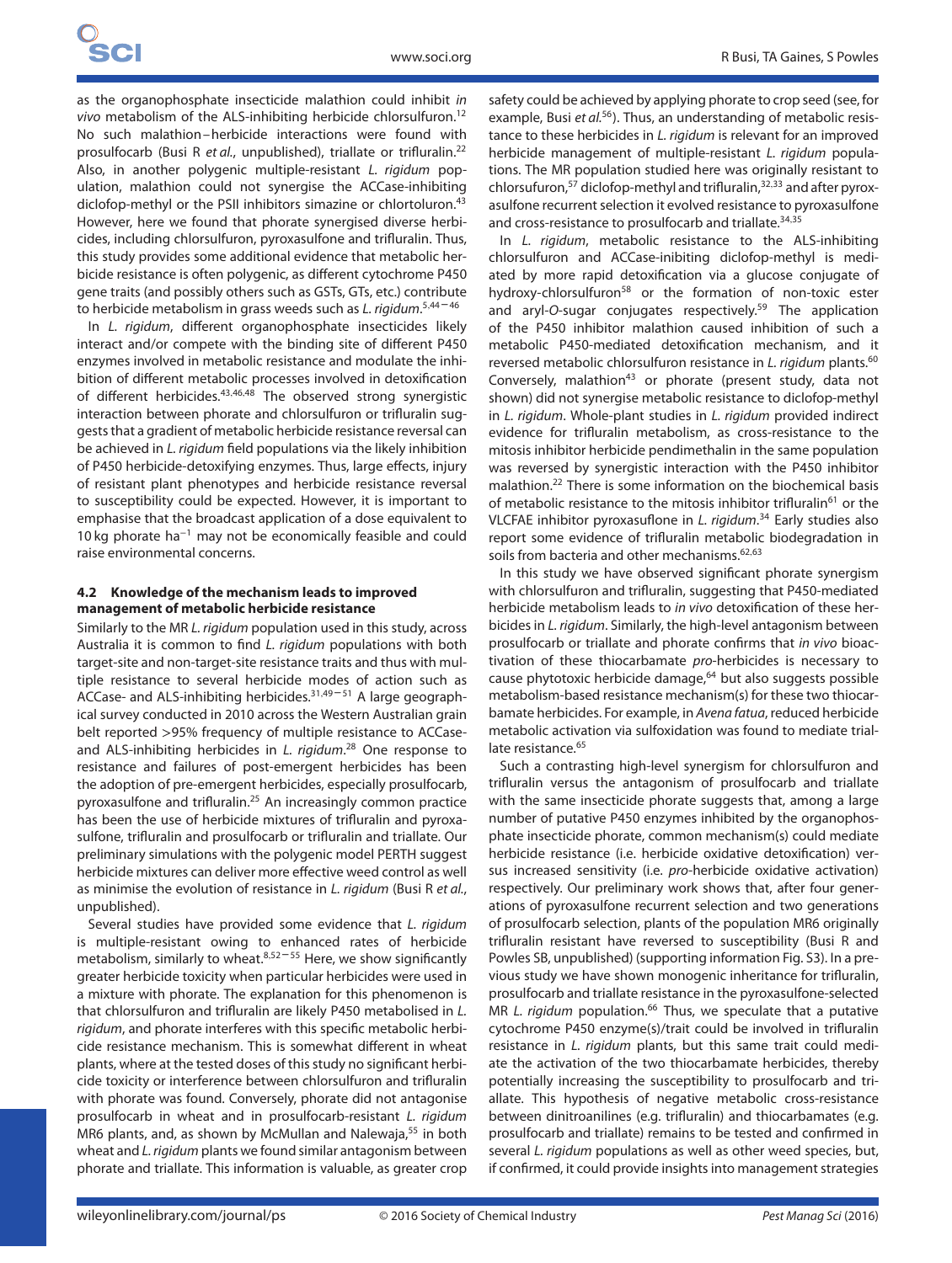as the organophosphate insecticide malathion could inhibit *in vivo* metabolism of the ALS-inhibiting herbicide chlorsulfuron.[12] No such malathion–herbicide interactions were found with prosulfocarb (Busi R *et al.*, unpublished), triallate or trifluralin.[22] Also, in another polygenic multiple-resistant *L. rigidum* population, malathion could not synergise the ACCase-inhibiting diclofop-methyl or the PSII inhibitors simazine or chlortoluron.[43] However, here we found that phorate synergised diverse herbicides, including chlorsulfuron, pyroxasulfone and trifluralin. Thus, this study provides some additional evidence that metabolic herbicide resistance is often polygenic, as different cytochrome P450 gene traits (and possibly others such as GSTs, GTs, etc.) contribute to herbicide metabolism in grass weeds such as *L. rigidum*.[5,44−46]

In *L. rigidum*, different organophosphate insecticides likely interact and/or compete with the binding site of different P450 enzymes involved in metabolic resistance and modulate the inhibition of different metabolic processes involved in detoxification of different herbicides.[43,46,48] The observed strong synergistic interaction between phorate and chlorsulfuron or trifluralin suggests that a gradient of metabolic herbicide resistance reversal can be achieved in *L. rigidum* field populations via the likely inhibition of P450 herbicide-detoxifying enzymes. Thus, large effects, injury of resistant plant phenotypes and herbicide resistance reversal to susceptibility could be expected. However, it is important to emphasise that the broadcast application of a dose equivalent to 10 kg phorate ha$^{-1}$ may not be economically feasible and could raise environmental concerns.

### 4.2 Knowledge of the mechanism leads to improved management of metabolic herbicide resistance

Similarly to the MR *L. rigidum* population used in this study, across Australia it is common to find *L. rigidum* populations with both target-site and non-target-site resistance traits and thus with multiple resistance to several herbicide modes of action such as ACCase- and ALS-inhibiting herbicides.[31,49−51] A large geographical survey conducted in 2010 across the Western Australian grain belt reported >95% frequency of multiple resistance to ACCase- and ALS-inhibiting herbicides in *L. rigidum*.[28] One response to resistance and failures of post-emergent herbicides has been the adoption of pre-emergent herbicides, especially prosulfocarb, pyroxasulfone and trifluralin.[25] An increasingly common practice has been the use of herbicide mixtures of trifluralin and pyroxasulfone, trifluralin and prosulfocarb or trifluralin and triallate. Our preliminary simulations with the polygenic model PERTH suggest herbicide mixtures can deliver more effective weed control as well as minimise the evolution of resistance in *L. rigidum* (Busi R *et al.*, unpublished).

Several studies have provided some evidence that *L. rigidum* is multiple-resistant owing to enhanced rates of herbicide metabolism, similarly to wheat.[8,52−55] Here, we show significantly greater herbicide toxicity when particular herbicides were used in a mixture with phorate. The explanation for this phenomenon is that chlorsulfuron and trifluralin are likely P450 metabolised in *L. rigidum*, and phorate interferes with this specific metabolic herbicide resistance mechanism. This is somewhat different in wheat plants, where at the tested doses of this study no significant herbicide toxicity or interference between chlorsulfuron and trifluralin with phorate was found. Conversely, phorate did not antagonise prosulfocarb in wheat and in prosulfocarb-resistant *L. rigidum* MR6 plants, and, as shown by McMullan and Nalewaja,[55] in both wheat and *L. rigidum* plants we found similar antagonism between phorate and triallate. This information is valuable, as greater crop safety could be achieved by applying phorate to crop seed (see, for example, Busi *et al.*[56]). Thus, an understanding of metabolic resistance to these herbicides in *L. rigidum* is relevant for an improved herbicide management of multiple-resistant *L. rigidum* populations. The MR population studied here was originally resistant to chlorsufuron,[57] diclofop-methyl and trifluralin,[32,33] and after pyroxasulfone recurrent selection it evolved resistance to pyroxasulfone and cross-resistance to prosulfocarb and triallate.[34,35]

In *L. rigidum*, metabolic resistance to the ALS-inhibiting chlorsulfuron and ACCase-inibiting diclofop-methyl is mediated by more rapid detoxification via a glucose conjugate of hydroxy-chlorsulfuron[58] or the formation of non-toxic ester and aryl-*O*-sugar conjugates respectively.[59] The application of the P450 inhibitor malathion caused inhibition of such a metabolic P450-mediated detoxification mechanism, and it reversed metabolic chlorsulfuron resistance in *L. rigidum* plants.[60] Conversely, malathion[43] or phorate (present study, data not shown) did not synergise metabolic resistance to diclofop-methyl in *L. rigidum*. Whole-plant studies in *L. rigidum* provided indirect evidence for trifluralin metabolism, as cross-resistance to the mitosis inhibitor herbicide pendimethalin in the same population was reversed by synergistic interaction with the P450 inhibitor malathion.[22] There is some information on the biochemical basis of metabolic resistance to the mitosis inhibitor trifluralin[61] or the VLCFAE inhibitor pyroxasuflone in *L. rigidum*.[34] Early studies also report some evidence of trifluralin metabolic biodegradation in soils from bacteria and other mechanisms.[62,63]

In this study we have observed significant phorate synergism with chlorsulfuron and trifluralin, suggesting that P450-mediated herbicide metabolism leads to *in vivo* detoxification of these herbicides in *L. rigidum*. Similarly, the high-level antagonism between prosulfocarb or triallate and phorate confirms that *in vivo* bioactivation of these thiocarbamate *pro*-herbicides is necessary to cause phytotoxic herbicide damage,[64] but also suggests possible metabolism-based resistance mechanism(s) for these two thiocarbamate herbicides. For example, in *Avena fatua*, reduced herbicide metabolic activation via sulfoxidation was found to mediate triallate resistance.[65]

Such a contrasting high-level synergism for chlorsulfuron and trifluralin versus the antagonism of prosulfocarb and triallate with the same insecticide phorate suggests that, among a large number of putative P450 enzymes inhibited by the organophosphate insecticide phorate, common mechanism(s) could mediate herbicide resistance (i.e. herbicide oxidative detoxification) versus increased sensitivity (i.e. *pro*-herbicide oxidative activation) respectively. Our preliminary work shows that, after four generations of pyroxasulfone recurrent selection and two generations of prosulfocarb selection, plants of the population MR6 originally trifluralin resistant have reversed to susceptibility (Busi R and Powles SB, unpublished) (supporting information Fig. S3). In a previous study we have shown monogenic inheritance for trifluralin, prosulfocarb and triallate resistance in the pyroxasulfone-selected MR *L. rigidum* population.[66] Thus, we speculate that a putative cytochrome P450 enzyme(s)/trait could be involved in trifluralin resistance in *L. rigidum* plants, but this same trait could mediate the activation of the two thiocarbamate herbicides, thereby potentially increasing the susceptibility to prosulfocarb and triallate. This hypothesis of negative metabolic cross-resistance between dinitroanilines (e.g. trifluralin) and thiocarbamates (e.g. prosulfocarb and triallate) remains to be tested and confirmed in several *L. rigidum* populations as well as other weed species, but, if confirmed, it could provide insights into management strategies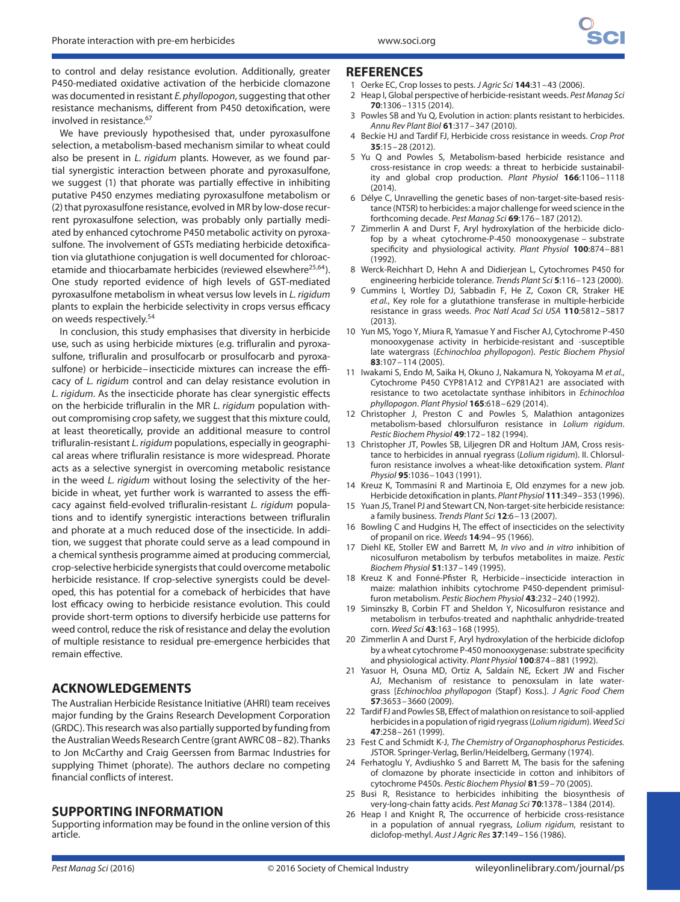to control and delay resistance evolution. Additionally, greater P450-mediated oxidative activation of the herbicide clomazone was documented in resistant *E. phyllopogon*, suggesting that other resistance mechanisms, different from P450 detoxification, were involved in resistance.[67]

We have previously hypothesised that, under pyroxasulfone selection, a metabolism-based mechanism similar to wheat could also be present in *L. rigidum* plants. However, as we found partial synergistic interaction between phorate and pyroxasulfone, we suggest (1) that phorate was partially effective in inhibiting putative P450 enzymes mediating pyroxasulfone metabolism or (2) that pyroxasulfone resistance, evolved in MR by low-dose recurrent pyroxasulfone selection, was probably only partially mediated by enhanced cytochrome P450 metabolic activity on pyroxasulfone. The involvement of GSTs mediating herbicide detoxification via glutathione conjugation is well documented for chloroacetamide and thiocarbamate herbicides (reviewed elsewhere[25,64]). One study reported evidence of high levels of GST-mediated pyroxasulfone metabolism in wheat versus low levels in *L. rigidum* plants to explain the herbicide selectivity in crops versus efficacy on weeds respectively.[54]

In conclusion, this study emphasises that diversity in herbicide use, such as using herbicide mixtures (e.g. trifluralin and pyroxasulfone, trifluralin and prosulfocarb or prosulfocarb and pyroxasulfone) or herbicide–insecticide mixtures can increase the efficacy of *L. rigidum* control and can delay resistance evolution in *L. rigidum*. As the insecticide phorate has clear synergistic effects on the herbicide trifluralin in the MR *L. rigidum* population without compromising crop safety, we suggest that this mixture could, at least theoretically, provide an additional measure to control trifluralin-resistant *L. rigidum* populations, especially in geographical areas where trifluralin resistance is more widespread. Phorate acts as a selective synergist in overcoming metabolic resistance in the weed *L. rigidum* without losing the selectivity of the herbicide in wheat, yet further work is warranted to assess the efficacy against field-evolved trifluralin-resistant *L. rigidum* populations and to identify synergistic interactions between trifluralin and phorate at a much reduced dose of the insecticide. In addition, we suggest that phorate could serve as a lead compound in a chemical synthesis programme aimed at producing commercial, crop-selective herbicide synergists that could overcome metabolic herbicide resistance. If crop-selective synergists could be developed, this has potential for a comeback of herbicides that have lost efficacy owing to herbicide resistance evolution. This could provide short-term options to diversify herbicide use patterns for weed control, reduce the risk of resistance and delay the evolution of multiple resistance to residual pre-emergence herbicides that remain effective.

## ACKNOWLEDGEMENTS

The Australian Herbicide Resistance Initiative (AHRI) team receives major funding by the Grains Research Development Corporation (GRDC). This research was also partially supported by funding from the Australian Weeds Research Centre (grant AWRC 08–82). Thanks to Jon McCarthy and Craig Geerssen from Barmac Industries for supplying Thimet (phorate). The authors declare no competing financial conflicts of interest.

## SUPPORTING INFORMATION

Supporting information may be found in the online version of this article.

## REFERENCES

1. Oerke EC, Crop losses to pests. *J Agric Sci* **144**:31–43 (2006).
2. Heap I, Global perspective of herbicide-resistant weeds. *Pest Manag Sci* **70**:1306–1315 (2014).
3. Powles SB and Yu Q, Evolution in action: plants resistant to herbicides. *Annu Rev Plant Biol* **61**:317–347 (2010).
4. Beckie HJ and Tardif FJ, Herbicide cross resistance in weeds. *Crop Prot* **35**:15–28 (2012).
5. Yu Q and Powles S, Metabolism-based herbicide resistance and cross-resistance in crop weeds: a threat to herbicide sustainability and global crop production. *Plant Physiol* **166**:1106–1118 (2014).
6. Délye C, Unravelling the genetic bases of non-target-site-based resistance (NTSR) to herbicides: a major challenge for weed science in the forthcoming decade. *Pest Manag Sci* **69**:176–187 (2012).
7. Zimmerlin A and Durst F, Aryl hydroxylation of the herbicide diclofop by a wheat cytochrome-P-450 monooxygenase – substrate specificity and physiological activity. *Plant Physiol* **100**:874–881 (1992).
8. Werck-Reichhart D, Hehn A and Didierjean L, Cytochromes P450 for engineering herbicide tolerance. *Trends Plant Sci* **5**:116–123 (2000).
9. Cummins I, Wortley DJ, Sabbadin F, He Z, Coxon CR, Straker HE *et al.*, Key role for a glutathione transferase in multiple-herbicide resistance in grass weeds. *Proc Natl Acad Sci USA* **110**:5812–5817 (2013).
10. Yun MS, Yogo Y, Miura R, Yamasue Y and Fischer AJ, Cytochrome P-450 monooxygenase activity in herbicide-resistant and -susceptible late watergrass (*Echinochloa phyllopogon*). *Pestic Biochem Physiol* **83**:107–114 (2005).
11. Iwakami S, Endo M, Saika H, Okuno J, Nakamura N, Yokoyama M *et al.*, Cytochrome P450 CYP81A12 and CYP81A21 are associated with resistance to two acetolactate synthase inhibitors in *Echinochloa phyllopogon*. *Plant Physiol* **165**:618–629 (2014).
12. Christopher J, Preston C and Powles S, Malathion antagonizes metabolism-based chlorsulfuron resistance in *Lolium rigidum*. *Pestic Biochem Physiol* **49**:172–182 (1994).
13. Christopher JT, Powles SB, Liljegren DR and Holtum JAM, Cross resistance to herbicides in annual ryegrass (*Lolium rigidum*). II. Chlorsulfuron resistance involves a wheat-like detoxification system. *Plant Physiol* **95**:1036–1043 (1991).
14. Kreuz K, Tommasini R and Martinoia E, Old enzymes for a new job. Herbicide detoxification in plants. *Plant Physiol* **111**:349–353 (1996).
15. Yuan JS, Tranel PJ and Stewart CN, Non-target-site herbicide resistance: a family business. *Trends Plant Sci* **12**:6–13 (2007).
16. Bowling C and Hudgins H, The effect of insecticides on the selectivity of propanil on rice. *Weeds* **14**:94–95 (1966).
17. Diehl KE, Stoller EW and Barrett M, *In vivo* and *in vitro* inhibition of nicosulfuron metabolism by terbufos metabolites in maize. *Pestic Biochem Physiol* **51**:137–149 (1995).
18. Kreuz K and Fonné-Pfister R, Herbicide–insecticide interaction in maize: malathion inhibits cytochrome P450-dependent primisulfuron metabolism. *Pestic Biochem Physiol* **43**:232–240 (1992).
19. Siminszky B, Corbin FT and Sheldon Y, Nicosulfuron resistance and metabolism in terbufos-treated and naphthalic anhydride-treated corn. *Weed Sci* **43**:163–168 (1995).
20. Zimmerlin A and Durst F, Aryl hydroxylation of the herbicide diclofop by a wheat cytochrome P-450 monooxygenase: substrate specificity and physiological activity. *Plant Physiol* **100**:874–881 (1992).
21. Yasuor H, Osuna MD, Ortiz A, Saldaín NE, Eckert JW and Fischer AJ, Mechanism of resistance to penoxsulam in late watergrass [*Echinochloa phyllopogon* (Stapf) Koss.]. *J Agric Food Chem* **57**:3653–3660 (2009).
22. Tardif FJ and Powles SB, Effect of malathion on resistance to soil-applied herbicides in a population of rigid ryegrass (*Lolium rigidum*). *Weed Sci* **47**:258–261 (1999).
23. Fest C and Schmidt K-J, *The Chemistry of Organophosphorus Pesticides.* JSTOR. Springer-Verlag, Berlin/Heidelberg, Germany (1974).
24. Ferhatoglu Y, Avdiushko S and Barrett M, The basis for the safening of clomazone by phorate insecticide in cotton and inhibitors of cytochrome P450s. *Pestic Biochem Physiol* **81**:59–70 (2005).
25. Busi R, Resistance to herbicides inhibiting the biosynthesis of very-long-chain fatty acids. *Pest Manag Sci* **70**:1378–1384 (2014).
26. Heap I and Knight R, The occurrence of herbicide cross-resistance in a population of annual ryegrass, *Lolium rigidum*, resistant to diclofop-methyl. *Aust J Agric Res* **37**:149–156 (1986).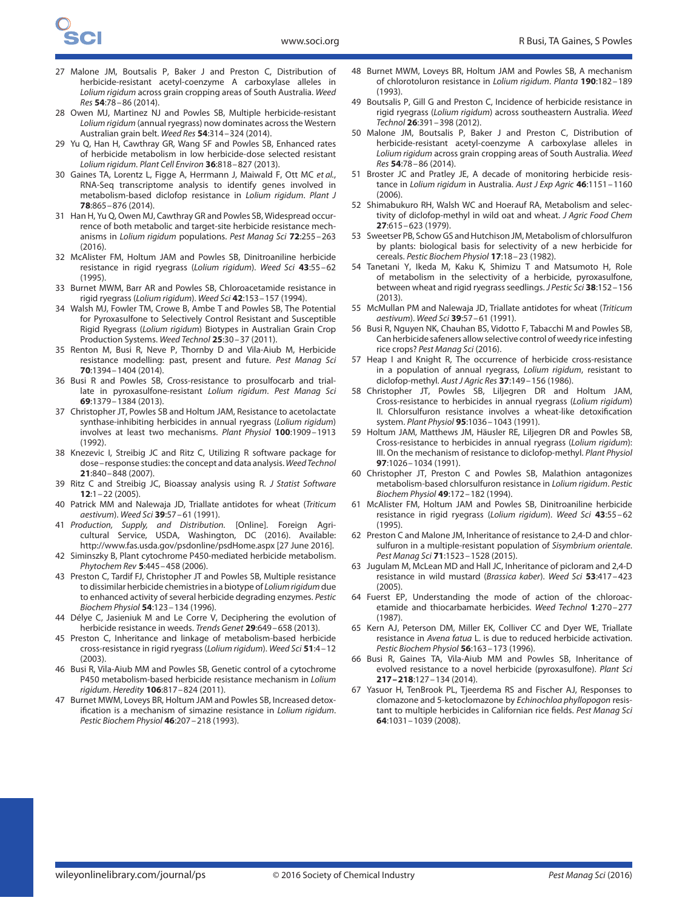27 Malone JM, Boutsalis P, Baker J and Preston C, Distribution of herbicide-resistant acetyl-coenzyme A carboxylase alleles in *Lolium rigidum* across grain cropping areas of South Australia. *Weed Res* **54**:78–86 (2014).

28 Owen MJ, Martinez NJ and Powles SB, Multiple herbicide-resistant *Lolium rigidum* (annual ryegrass) now dominates across the Western Australian grain belt. *Weed Res* **54**:314–324 (2014).

29 Yu Q, Han H, Cawthray GR, Wang SF and Powles SB, Enhanced rates of herbicide metabolism in low herbicide-dose selected resistant *Lolium rigidum*. *Plant Cell Environ* **36**:818–827 (2013).

30 Gaines TA, Lorentz L, Figge A, Herrmann J, Maiwald F, Ott MC *et al.*, RNA-Seq transcriptome analysis to identify genes involved in metabolism-based diclofop resistance in *Lolium rigidum*. *Plant J* **78**:865–876 (2014).

31 Han H, Yu Q, Owen MJ, Cawthray GR and Powles SB, Widespread occurrence of both metabolic and target-site herbicide resistance mechanisms in *Lolium rigidum* populations. *Pest Manag Sci* **72**:255–263 (2016).

32 McAlister FM, Holtum JAM and Powles SB, Dinitroaniline herbicide resistance in rigid ryegrass (*Lolium rigidum*). *Weed Sci* **43**:55–62 (1995).

33 Burnet MWM, Barr AR and Powles SB, Chloroacetamide resistance in rigid ryegrass (*Lolium rigidum*). *Weed Sci* **42**:153–157 (1994).

34 Walsh MJ, Fowler TM, Crowe B, Ambe T and Powles SB, The Potential for Pyroxasulfone to Selectively Control Resistant and Susceptible Rigid Ryegrass (*Lolium rigidum*) Biotypes in Australian Grain Crop Production Systems. *Weed Technol* **25**:30–37 (2011).

35 Renton M, Busi R, Neve P, Thornby D and Vila-Aiub M, Herbicide resistance modelling: past, present and future. *Pest Manag Sci* **70**:1394–1404 (2014).

36 Busi R and Powles SB, Cross-resistance to prosulfocarb and triallate in pyroxasulfone-resistant *Lolium rigidum*. *Pest Manag Sci* **69**:1379–1384 (2013).

37 Christopher JT, Powles SB and Holtum JAM, Resistance to acetolactate synthase-inhibiting herbicides in annual ryegrass (*Lolium rigidum*) involves at least two mechanisms. *Plant Physiol* **100**:1909–1913 (1992).

38 Knezevic I, Streibig JC and Ritz C, Utilizing R software package for dose–response studies: the concept and data analysis. *Weed Technol* **21**:840–848 (2007).

39 Ritz C and Streibig JC, Bioassay analysis using R. *J Statist Software* **12**:1–22 (2005).

40 Patrick MM and Nalewaja JD, Triallate antidotes for wheat (*Triticum aestivum*). *Weed Sci* **39**:57–61 (1991).

41 *Production, Supply, and Distribution*. [Online]. Foreign Agricultural Service, USDA, Washington, DC (2016). Available: http://www.fas.usda.gov/psdonline/psdHome.aspx [27 June 2016].

42 Siminszky B, Plant cytochrome P450-mediated herbicide metabolism. *Phytochem Rev* **5**:445–458 (2006).

43 Preston C, Tardif FJ, Christopher JT and Powles SB, Multiple resistance to dissimilar herbicide chemistries in a biotype of *Lolium rigidum* due to enhanced activity of several herbicide degrading enzymes. *Pestic Biochem Physiol* **54**:123–134 (1996).

44 Délye C, Jasieniuk M and Le Corre V, Deciphering the evolution of herbicide resistance in weeds. *Trends Genet* **29**:649–658 (2013).

45 Preston C, Inheritance and linkage of metabolism-based herbicide cross-resistance in rigid ryegrass (*Lolium rigidum*). *Weed Sci* **51**:4–12 (2003).

46 Busi R, Vila-Aiub MM and Powles SB, Genetic control of a cytochrome P450 metabolism-based herbicide resistance mechanism in *Lolium rigidum*. *Heredity* **106**:817–824 (2011).

47 Burnet MWM, Loveys BR, Holtum JAM and Powles SB, Increased detoxification is a mechanism of simazine resistance in *Lolium rigidum*. *Pestic Biochem Physiol* **46**:207–218 (1993).

48 Burnet MWM, Loveys BR, Holtum JAM and Powles SB, A mechanism of chlorotoluron resistance in *Lolium rigidum*. *Planta* **190**:182–189 (1993).

49 Boutsalis P, Gill G and Preston C, Incidence of herbicide resistance in rigid ryegrass (*Lolium rigidum*) across southeastern Australia. *Weed Technol* **26**:391–398 (2012).

50 Malone JM, Boutsalis P, Baker J and Preston C, Distribution of herbicide-resistant acetyl-coenzyme A carboxylase alleles in *Lolium rigidum* across grain cropping areas of South Australia. *Weed Res* **54**:78–86 (2014).

51 Broster JC and Pratley JE, A decade of monitoring herbicide resistance in *Lolium rigidum* in Australia. *Aust J Exp Agric* **46**:1151–1160 (2006).

52 Shimabukuro RH, Walsh WC and Hoerauf RA, Metabolism and selectivity of diclofop-methyl in wild oat and wheat. *J Agric Food Chem* **27**:615–623 (1979).

53 Sweetser PB, Schow GS and Hutchison JM, Metabolism of chlorsulfuron by plants: biological basis for selectivity of a new herbicide for cereals. *Pestic Biochem Physiol* **17**:18–23 (1982).

54 Tanetani Y, Ikeda M, Kaku K, Shimizu T and Matsumoto H, Role of metabolism in the selectivity of a herbicide, pyroxasulfone, between wheat and rigid ryegrass seedlings. *J Pestic Sci* **38**:152–156 (2013).

55 McMullan PM and Nalewaja JD, Triallate antidotes for wheat (*Triticum aestivum*). *Weed Sci* **39**:57–61 (1991).

56 Busi R, Nguyen NK, Chauhan BS, Vidotto F, Tabacchi M and Powles SB, Can herbicide safeners allow selective control of weedy rice infesting rice crops? *Pest Manag Sci* (2016).

57 Heap I and Knight R, The occurrence of herbicide cross-resistance in a population of annual ryegrass, *Lolium rigidum*, resistant to diclofop-methyl. *Aust J Agric Res* **37**:149–156 (1986).

58 Christopher JT, Powles SB, Liljegren DR and Holtum JAM, Cross-resistance to herbicides in annual ryegrass (*Lolium rigidum*) II. Chlorsulfuron resistance involves a wheat-like detoxification system. *Plant Physiol* **95**:1036–1043 (1991).

59 Holtum JAM, Matthews JM, Häusler RE, Liljegren DR and Powles SB, Cross-resistance to herbicides in annual ryegrass (*Lolium rigidum*): III. On the mechanism of resistance to diclofop-methyl. *Plant Physiol* **97**:1026–1034 (1991).

60 Christopher JT, Preston C and Powles SB, Malathion antagonizes metabolism-based chlorsulfuron resistance in *Lolium rigidum*. *Pestic Biochem Physiol* **49**:172–182 (1994).

61 McAlister FM, Holtum JAM and Powles SB, Dinitroaniline herbicide resistance in rigid ryegrass (*Lolium rigidum*). *Weed Sci* **43**:55–62 (1995).

62 Preston C and Malone JM, Inheritance of resistance to 2,4-D and chlorsulfuron in a multiple-resistant population of *Sisymbrium orientale*. *Pest Manag Sci* **71**:1523–1528 (2015).

63 Jugulam M, McLean MD and Hall JC, Inheritance of picloram and 2,4-D resistance in wild mustard (*Brassica kaber*). *Weed Sci* **53**:417–423 (2005).

64 Fuerst EP, Understanding the mode of action of the chloroacetamide and thiocarbamate herbicides. *Weed Technol* **1**:270–277 (1987).

65 Kern AJ, Peterson DM, Miller EK, Colliver CC and Dyer WE, Triallate resistance in *Avena fatua* L. is due to reduced herbicide activation. *Pestic Biochem Physiol* **56**:163–173 (1996).

66 Busi R, Gaines TA, Vila-Aiub MM and Powles SB, Inheritance of evolved resistance to a novel herbicide (pyroxasulfone). *Plant Sci* **217–218**:127–134 (2014).

67 Yasuor H, TenBrook PL, Tjeerdema RS and Fischer AJ, Responses to clomazone and 5-ketoclomazone by *Echinochloa phyllopogon* resistant to multiple herbicides in Californian rice fields. *Pest Manag Sci* **64**:1031–1039 (2008).